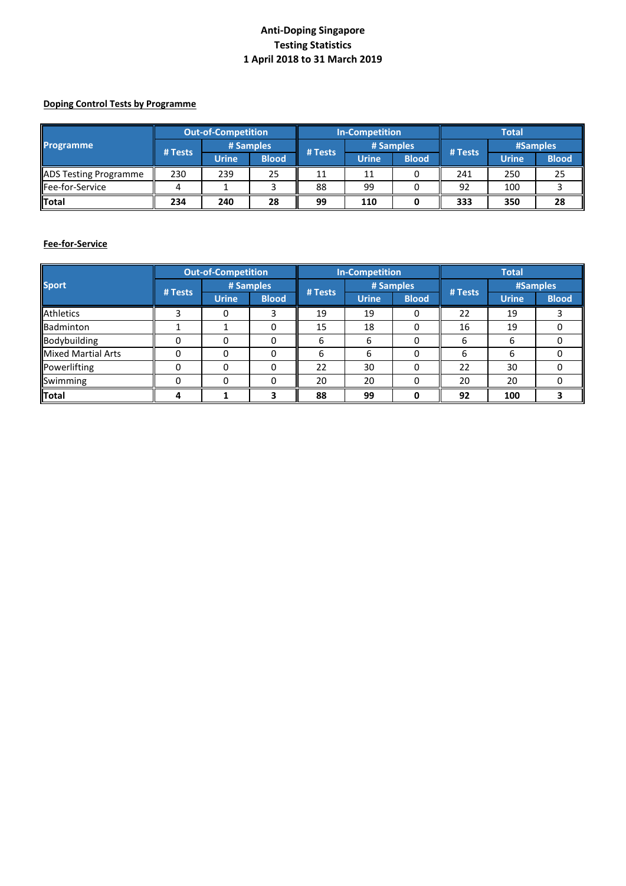# Anti-Doping Singapore
## Testing Statistics
## 1 April 2018 to 31 March 2019

**Doping Control Tests by Programme**

| Programme | Out-of-Competition | | | In-Competition | | | Total | | |
|---|---|---|---|---|---|---|---|---|---|
| | # Tests | # Samples | | # Tests | # Samples | | # Tests | #Samples | |
| | | Urine | Blood | | Urine | Blood | | Urine | Blood |
| ADS Testing Programme | 230 | 239 | 25 | 11 | 11 | 0 | 241 | 250 | 25 |
| Fee-for-Service | 4 | 1 | 3 | 88 | 99 | 0 | 92 | 100 | 3 |
| **Total** | **234** | **240** | **28** | **99** | **110** | **0** | **333** | **350** | **28** |

**Fee-for-Service**

| Sport | Out-of-Competition | | | In-Competition | | | Total | | |
|---|---|---|---|---|---|---|---|---|---|
| | # Tests | # Samples | | # Tests | # Samples | | # Tests | #Samples | |
| | | Urine | Blood | | Urine | Blood | | Urine | Blood |
| Athletics | 3 | 0 | 3 | 19 | 19 | 0 | 22 | 19 | 3 |
| Badminton | 1 | 1 | 0 | 15 | 18 | 0 | 16 | 19 | 0 |
| Bodybuilding | 0 | 0 | 0 | 6 | 6 | 0 | 6 | 6 | 0 |
| Mixed Martial Arts | 0 | 0 | 0 | 6 | 6 | 0 | 6 | 6 | 0 |
| Powerlifting | 0 | 0 | 0 | 22 | 30 | 0 | 22 | 30 | 0 |
| Swimming | 0 | 0 | 0 | 20 | 20 | 0 | 20 | 20 | 0 |
| **Total** | **4** | **1** | **3** | **88** | **99** | **0** | **92** | **100** | **3** |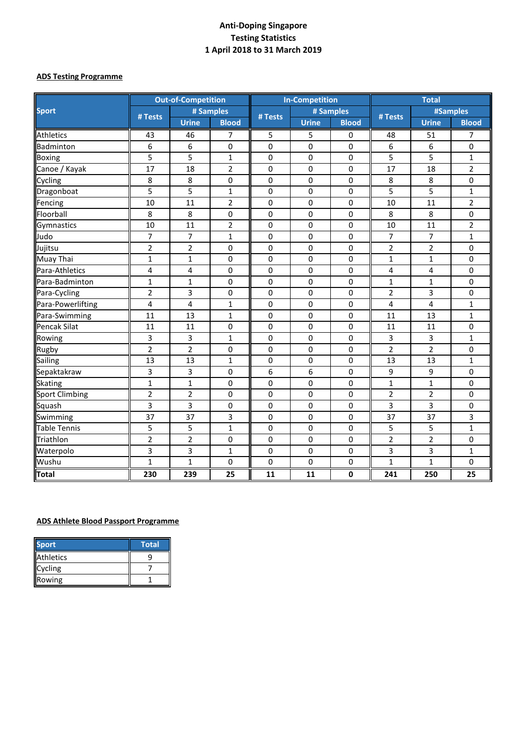**Anti-Doping Singapore**
**Testing Statistics**
**1 April 2018 to 31 March 2019**

## ADS Testing Programme

| Sport | Out-of-Competition | | | In-Competition | | | Total | | |
|---|---|---|---|---|---|---|---|---|---|
| | # Tests | # Samples | | # Tests | # Samples | | # Tests | #Samples | |
| | | Urine | Blood | | Urine | Blood | | Urine | Blood |
| Athletics | 43 | 46 | 7 | 5 | 5 | 0 | 48 | 51 | 7 |
| Badminton | 6 | 6 | 0 | 0 | 0 | 0 | 6 | 6 | 0 |
| Boxing | 5 | 5 | 1 | 0 | 0 | 0 | 5 | 5 | 1 |
| Canoe / Kayak | 17 | 18 | 2 | 0 | 0 | 0 | 17 | 18 | 2 |
| Cycling | 8 | 8 | 0 | 0 | 0 | 0 | 8 | 8 | 0 |
| Dragonboat | 5 | 5 | 1 | 0 | 0 | 0 | 5 | 5 | 1 |
| Fencing | 10 | 11 | 2 | 0 | 0 | 0 | 10 | 11 | 2 |
| Floorball | 8 | 8 | 0 | 0 | 0 | 0 | 8 | 8 | 0 |
| Gymnastics | 10 | 11 | 2 | 0 | 0 | 0 | 10 | 11 | 2 |
| Judo | 7 | 7 | 1 | 0 | 0 | 0 | 7 | 7 | 1 |
| Jujitsu | 2 | 2 | 0 | 0 | 0 | 0 | 2 | 2 | 0 |
| Muay Thai | 1 | 1 | 0 | 0 | 0 | 0 | 1 | 1 | 0 |
| Para-Athletics | 4 | 4 | 0 | 0 | 0 | 0 | 4 | 4 | 0 |
| Para-Badminton | 1 | 1 | 0 | 0 | 0 | 0 | 1 | 1 | 0 |
| Para-Cycling | 2 | 3 | 0 | 0 | 0 | 0 | 2 | 3 | 0 |
| Para-Powerlifting | 4 | 4 | 1 | 0 | 0 | 0 | 4 | 4 | 1 |
| Para-Swimming | 11 | 13 | 1 | 0 | 0 | 0 | 11 | 13 | 1 |
| Pencak Silat | 11 | 11 | 0 | 0 | 0 | 0 | 11 | 11 | 0 |
| Rowing | 3 | 3 | 1 | 0 | 0 | 0 | 3 | 3 | 1 |
| Rugby | 2 | 2 | 0 | 0 | 0 | 0 | 2 | 2 | 0 |
| Sailing | 13 | 13 | 1 | 0 | 0 | 0 | 13 | 13 | 1 |
| Sepaktakraw | 3 | 3 | 0 | 6 | 6 | 0 | 9 | 9 | 0 |
| Skating | 1 | 1 | 0 | 0 | 0 | 0 | 1 | 1 | 0 |
| Sport Climbing | 2 | 2 | 0 | 0 | 0 | 0 | 2 | 2 | 0 |
| Squash | 3 | 3 | 0 | 0 | 0 | 0 | 3 | 3 | 0 |
| Swimming | 37 | 37 | 3 | 0 | 0 | 0 | 37 | 37 | 3 |
| Table Tennis | 5 | 5 | 1 | 0 | 0 | 0 | 5 | 5 | 1 |
| Triathlon | 2 | 2 | 0 | 0 | 0 | 0 | 2 | 2 | 0 |
| Waterpolo | 3 | 3 | 1 | 0 | 0 | 0 | 3 | 3 | 1 |
| Wushu | 1 | 1 | 0 | 0 | 0 | 0 | 1 | 1 | 0 |
| **Total** | **230** | **239** | **25** | **11** | **11** | **0** | **241** | **250** | **25** |

## ADS Athlete Blood Passport Programme

| Sport | Total |
|---|---|
| Athletics | 9 |
| Cycling | 7 |
| Rowing | 1 |